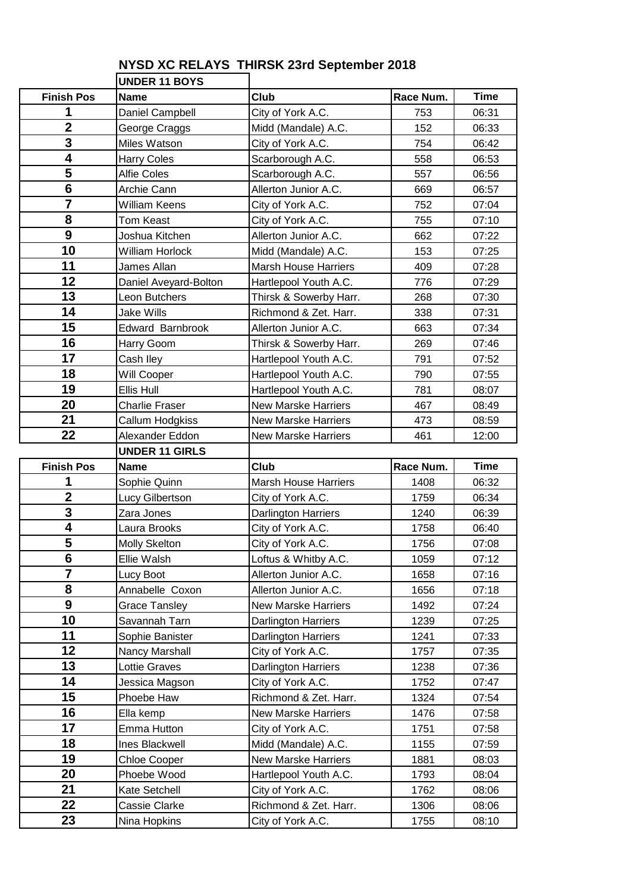# NYSD XC RELAYS THIRSK 23rd September 2018

## UNDER 11 BOYS

| Finish Pos | Name | Club | Race Num. | Time |
|---|---|---|---|---|
| 1 | Daniel Campbell | City of York A.C. | 753 | 06:31 |
| 2 | George Craggs | Midd (Mandale) A.C. | 152 | 06:33 |
| 3 | Miles Watson | City of York A.C. | 754 | 06:42 |
| 4 | Harry Coles | Scarborough A.C. | 558 | 06:53 |
| 5 | Alfie Coles | Scarborough A.C. | 557 | 06:56 |
| 6 | Archie Cann | Allerton Junior A.C. | 669 | 06:57 |
| 7 | William Keens | City of York A.C. | 752 | 07:04 |
| 8 | Tom Keast | City of York A.C. | 755 | 07:10 |
| 9 | Joshua Kitchen | Allerton Junior A.C. | 662 | 07:22 |
| 10 | William Horlock | Midd (Mandale) A.C. | 153 | 07:25 |
| 11 | James Allan | Marsh House Harriers | 409 | 07:28 |
| 12 | Daniel Aveyard-Bolton | Hartlepool Youth A.C. | 776 | 07:29 |
| 13 | Leon Butchers | Thirsk & Sowerby Harr. | 268 | 07:30 |
| 14 | Jake Wills | Richmond & Zet. Harr. | 338 | 07:31 |
| 15 | Edward Barnbrook | Allerton Junior A.C. | 663 | 07:34 |
| 16 | Harry Goom | Thirsk & Sowerby Harr. | 269 | 07:46 |
| 17 | Cash Iley | Hartlepool Youth A.C. | 791 | 07:52 |
| 18 | Will Cooper | Hartlepool Youth A.C. | 790 | 07:55 |
| 19 | Ellis Hull | Hartlepool Youth A.C. | 781 | 08:07 |
| 20 | Charlie Fraser | New Marske Harriers | 467 | 08:49 |
| 21 | Callum Hodgkiss | New Marske Harriers | 473 | 08:59 |
| 22 | Alexander Eddon | New Marske Harriers | 461 | 12:00 |

## UNDER 11 GIRLS

| Finish Pos | Name | Club | Race Num. | Time |
|---|---|---|---|---|
| 1 | Sophie Quinn | Marsh House Harriers | 1408 | 06:32 |
| 2 | Lucy Gilbertson | City of York A.C. | 1759 | 06:34 |
| 3 | Zara Jones | Darlington Harriers | 1240 | 06:39 |
| 4 | Laura Brooks | City of York A.C. | 1758 | 06:40 |
| 5 | Molly Skelton | City of York A.C. | 1756 | 07:08 |
| 6 | Ellie Walsh | Loftus & Whitby A.C. | 1059 | 07:12 |
| 7 | Lucy Boot | Allerton Junior A.C. | 1658 | 07:16 |
| 8 | Annabelle Coxon | Allerton Junior A.C. | 1656 | 07:18 |
| 9 | Grace Tansley | New Marske Harriers | 1492 | 07:24 |
| 10 | Savannah Tarn | Darlington Harriers | 1239 | 07:25 |
| 11 | Sophie Banister | Darlington Harriers | 1241 | 07:33 |
| 12 | Nancy Marshall | City of York A.C. | 1757 | 07:35 |
| 13 | Lottie Graves | Darlington Harriers | 1238 | 07:36 |
| 14 | Jessica Magson | City of York A.C. | 1752 | 07:47 |
| 15 | Phoebe Haw | Richmond & Zet. Harr. | 1324 | 07:54 |
| 16 | Ella kemp | New Marske Harriers | 1476 | 07:58 |
| 17 | Emma Hutton | City of York A.C. | 1751 | 07:58 |
| 18 | Ines Blackwell | Midd (Mandale) A.C. | 1155 | 07:59 |
| 19 | Chloe Cooper | New Marske Harriers | 1881 | 08:03 |
| 20 | Phoebe Wood | Hartlepool Youth A.C. | 1793 | 08:04 |
| 21 | Kate Setchell | City of York A.C. | 1762 | 08:06 |
| 22 | Cassie Clarke | Richmond & Zet. Harr. | 1306 | 08:06 |
| 23 | Nina Hopkins | City of York A.C. | 1755 | 08:10 |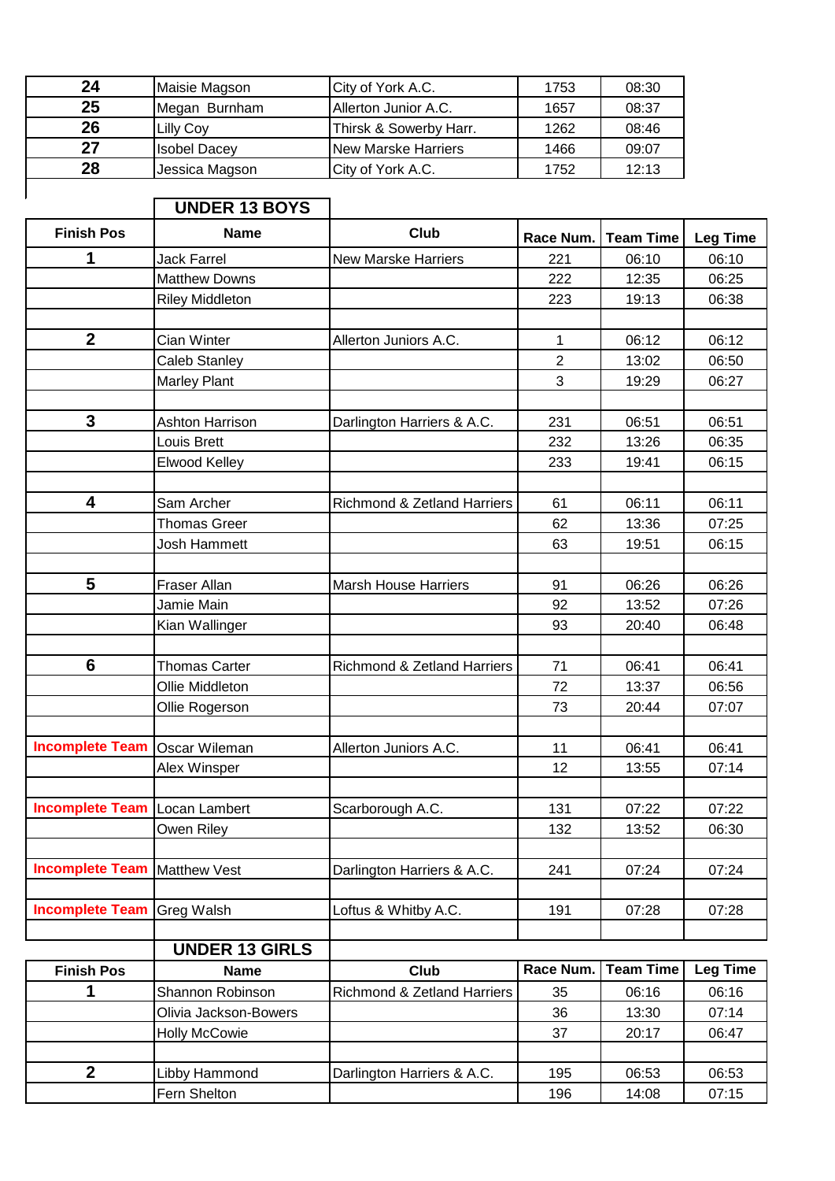| 24 | Maisie Magson | City of York A.C. | 1753 | 08:30 |
|---|---|---|---|---|
| 25 | Megan Burnham | Allerton Junior A.C. | 1657 | 08:37 |
| 26 | Lilly Coy | Thirsk & Sowerby Harr. | 1262 | 08:46 |
| 27 | Isobel Dacey | New Marske Harriers | 1466 | 09:07 |
| 28 | Jessica Magson | City of York A.C. | 1752 | 12:13 |

## UNDER 13 BOYS

| Finish Pos | Name | Club | Race Num. | Team Time | Leg Time |
|---|---|---|---|---|---|
| **1** | Jack Farrel | New Marske Harriers | 221 | 06:10 | 06:10 |
| | Matthew Downs | | 222 | 12:35 | 06:25 |
| | Riley Middleton | | 223 | 19:13 | 06:38 |
| | | | | | |
| **2** | Cian Winter | Allerton Juniors A.C. | 1 | 06:12 | 06:12 |
| | Caleb Stanley | | 2 | 13:02 | 06:50 |
| | Marley Plant | | 3 | 19:29 | 06:27 |
| | | | | | |
| **3** | Ashton Harrison | Darlington Harriers & A.C. | 231 | 06:51 | 06:51 |
| | Louis Brett | | 232 | 13:26 | 06:35 |
| | Elwood Kelley | | 233 | 19:41 | 06:15 |
| | | | | | |
| **4** | Sam Archer | Richmond & Zetland Harriers | 61 | 06:11 | 06:11 |
| | Thomas Greer | | 62 | 13:36 | 07:25 |
| | Josh Hammett | | 63 | 19:51 | 06:15 |
| | | | | | |
| **5** | Fraser Allan | Marsh House Harriers | 91 | 06:26 | 06:26 |
| | Jamie Main | | 92 | 13:52 | 07:26 |
| | Kian Wallinger | | 93 | 20:40 | 06:48 |
| | | | | | |
| **6** | Thomas Carter | Richmond & Zetland Harriers | 71 | 06:41 | 06:41 |
| | Ollie Middleton | | 72 | 13:37 | 06:56 |
| | Ollie Rogerson | | 73 | 20:44 | 07:07 |
| | | | | | |
| **Incomplete Team** | Oscar Wileman | Allerton Juniors A.C. | 11 | 06:41 | 06:41 |
| | Alex Winsper | | 12 | 13:55 | 07:14 |
| | | | | | |
| **Incomplete Team** | Locan Lambert | Scarborough A.C. | 131 | 07:22 | 07:22 |
| | Owen Riley | | 132 | 13:52 | 06:30 |
| | | | | | |
| **Incomplete Team** | Matthew Vest | Darlington Harriers & A.C. | 241 | 07:24 | 07:24 |
| | | | | | |
| **Incomplete Team** | Greg Walsh | Loftus & Whitby A.C. | 191 | 07:28 | 07:28 |
| | | | | | |

## UNDER 13 GIRLS

| Finish Pos | Name | Club | Race Num. | Team Time | Leg Time |
|---|---|---|---|---|---|
| **1** | Shannon Robinson | Richmond & Zetland Harriers | 35 | 06:16 | 06:16 |
| | Olivia Jackson-Bowers | | 36 | 13:30 | 07:14 |
| | Holly McCowie | | 37 | 20:17 | 06:47 |
| | | | | | |
| **2** | Libby Hammond | Darlington Harriers & A.C. | 195 | 06:53 | 06:53 |
| | Fern Shelton | | 196 | 14:08 | 07:15 |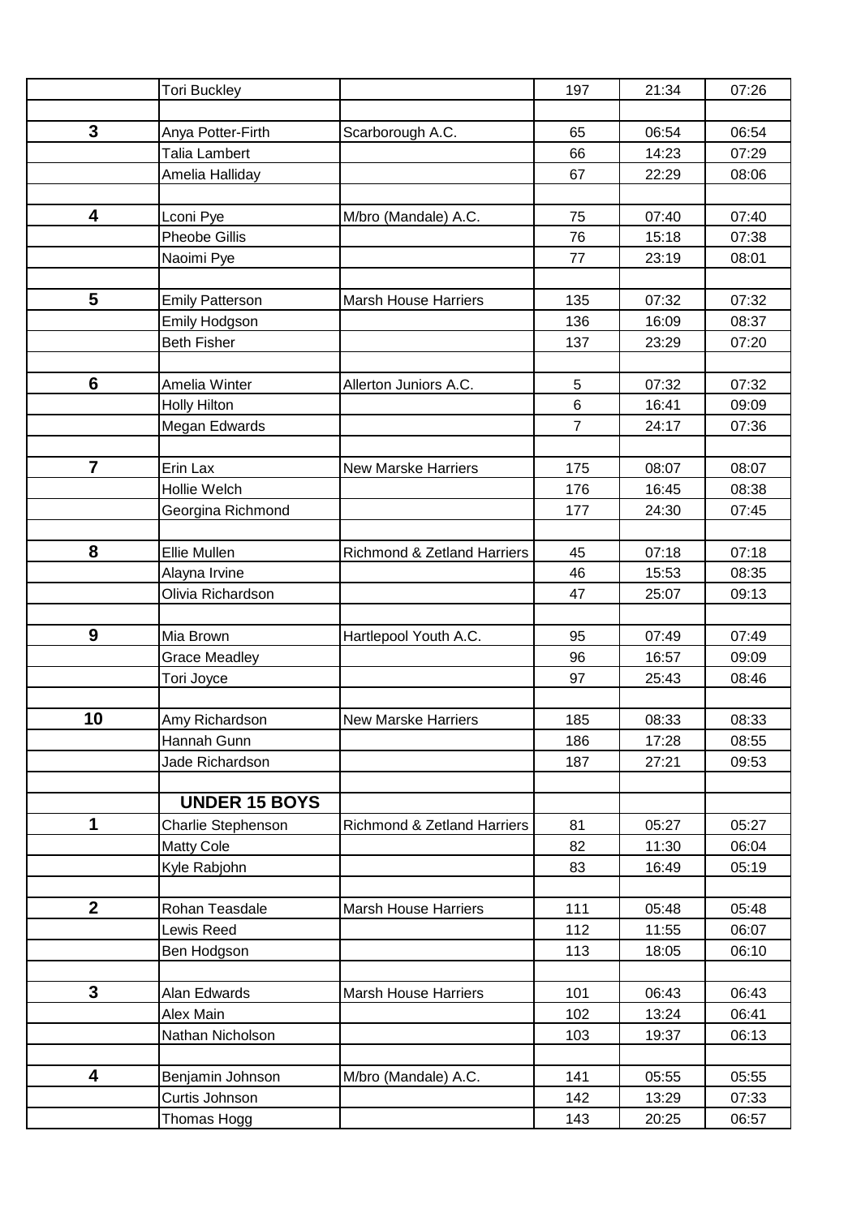| | | | | | |
|---|---|---|---|---|---|
| | Tori Buckley | | 197 | 21:34 | 07:26 |
| | | | | | |
| **3** | Anya Potter-Firth | Scarborough A.C. | 65 | 06:54 | 06:54 |
| | Talia Lambert | | 66 | 14:23 | 07:29 |
| | Amelia Halliday | | 67 | 22:29 | 08:06 |
| | | | | | |
| **4** | Lconi Pye | M/bro (Mandale) A.C. | 75 | 07:40 | 07:40 |
| | Pheobe Gillis | | 76 | 15:18 | 07:38 |
| | Naoimi Pye | | 77 | 23:19 | 08:01 |
| | | | | | |
| **5** | Emily Patterson | Marsh House Harriers | 135 | 07:32 | 07:32 |
| | Emily Hodgson | | 136 | 16:09 | 08:37 |
| | Beth Fisher | | 137 | 23:29 | 07:20 |
| | | | | | |
| **6** | Amelia Winter | Allerton Juniors A.C. | 5 | 07:32 | 07:32 |
| | Holly Hilton | | 6 | 16:41 | 09:09 |
| | Megan Edwards | | 7 | 24:17 | 07:36 |
| | | | | | |
| **7** | Erin Lax | New Marske Harriers | 175 | 08:07 | 08:07 |
| | Hollie Welch | | 176 | 16:45 | 08:38 |
| | Georgina Richmond | | 177 | 24:30 | 07:45 |
| | | | | | |
| **8** | Ellie Mullen | Richmond & Zetland Harriers | 45 | 07:18 | 07:18 |
| | Alayna Irvine | | 46 | 15:53 | 08:35 |
| | Olivia Richardson | | 47 | 25:07 | 09:13 |
| | | | | | |
| **9** | Mia Brown | Hartlepool Youth A.C. | 95 | 07:49 | 07:49 |
| | Grace Meadley | | 96 | 16:57 | 09:09 |
| | Tori Joyce | | 97 | 25:43 | 08:46 |
| | | | | | |
| **10** | Amy Richardson | New Marske Harriers | 185 | 08:33 | 08:33 |
| | Hannah Gunn | | 186 | 17:28 | 08:55 |
| | Jade Richardson | | 187 | 27:21 | 09:53 |
| | | | | | |
| | **UNDER 15 BOYS** | | | | |
| **1** | Charlie Stephenson | Richmond & Zetland Harriers | 81 | 05:27 | 05:27 |
| | Matty Cole | | 82 | 11:30 | 06:04 |
| | Kyle Rabjohn | | 83 | 16:49 | 05:19 |
| | | | | | |
| **2** | Rohan Teasdale | Marsh House Harriers | 111 | 05:48 | 05:48 |
| | Lewis Reed | | 112 | 11:55 | 06:07 |
| | Ben Hodgson | | 113 | 18:05 | 06:10 |
| | | | | | |
| **3** | Alan Edwards | Marsh House Harriers | 101 | 06:43 | 06:43 |
| | Alex Main | | 102 | 13:24 | 06:41 |
| | Nathan Nicholson | | 103 | 19:37 | 06:13 |
| | | | | | |
| **4** | Benjamin Johnson | M/bro (Mandale) A.C. | 141 | 05:55 | 05:55 |
| | Curtis Johnson | | 142 | 13:29 | 07:33 |
| | Thomas Hogg | | 143 | 20:25 | 06:57 |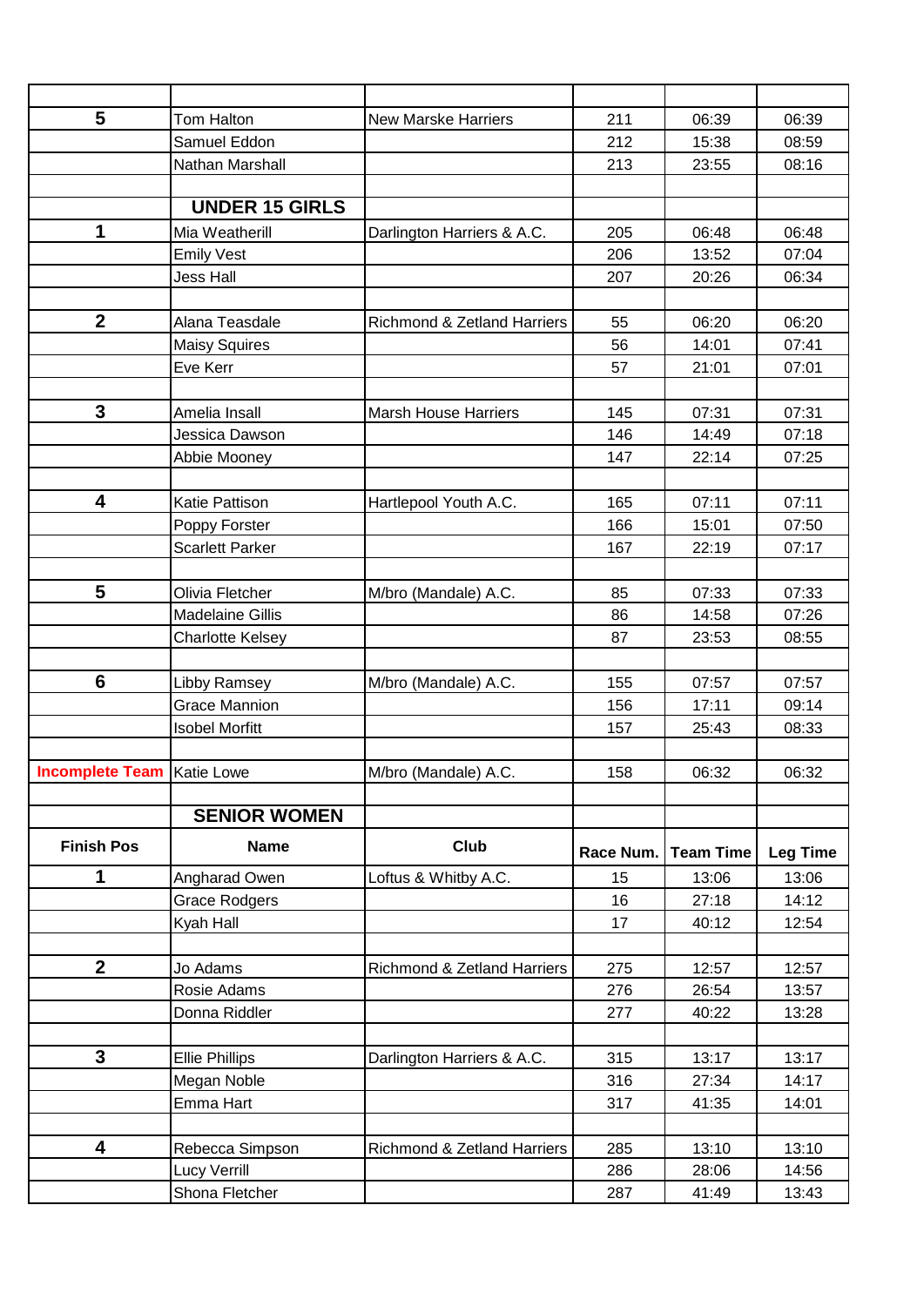| | | | | | |
|---|---|---|---|---|---|
| **5** | Tom Halton | New Marske Harriers | 211 | 06:39 | 06:39 |
| | Samuel Eddon | | 212 | 15:38 | 08:59 |
| | Nathan Marshall | | 213 | 23:55 | 08:16 |
| | | | | | |
| | **UNDER 15 GIRLS** | | | | |
| **1** | Mia Weatherill | Darlington Harriers & A.C. | 205 | 06:48 | 06:48 |
| | Emily Vest | | 206 | 13:52 | 07:04 |
| | Jess Hall | | 207 | 20:26 | 06:34 |
| | | | | | |
| **2** | Alana Teasdale | Richmond & Zetland Harriers | 55 | 06:20 | 06:20 |
| | Maisy Squires | | 56 | 14:01 | 07:41 |
| | Eve Kerr | | 57 | 21:01 | 07:01 |
| | | | | | |
| **3** | Amelia Insall | Marsh House Harriers | 145 | 07:31 | 07:31 |
| | Jessica Dawson | | 146 | 14:49 | 07:18 |
| | Abbie Mooney | | 147 | 22:14 | 07:25 |
| | | | | | |
| **4** | Katie Pattison | Hartlepool Youth A.C. | 165 | 07:11 | 07:11 |
| | Poppy Forster | | 166 | 15:01 | 07:50 |
| | Scarlett Parker | | 167 | 22:19 | 07:17 |
| | | | | | |
| **5** | Olivia Fletcher | M/bro (Mandale) A.C. | 85 | 07:33 | 07:33 |
| | Madelaine Gillis | | 86 | 14:58 | 07:26 |
| | Charlotte Kelsey | | 87 | 23:53 | 08:55 |
| | | | | | |
| **6** | Libby Ramsey | M/bro (Mandale) A.C. | 155 | 07:57 | 07:57 |
| | Grace Mannion | | 156 | 17:11 | 09:14 |
| | Isobel Morfitt | | 157 | 25:43 | 08:33 |
| | | | | | |
| **Incomplete Team** | Katie Lowe | M/bro (Mandale) A.C. | 158 | 06:32 | 06:32 |
| | | | | | |
| | **SENIOR WOMEN** | | | | |
| **Finish Pos** | **Name** | **Club** | **Race Num.** | **Team Time** | **Leg Time** |
| **1** | Angharad Owen | Loftus & Whitby A.C. | 15 | 13:06 | 13:06 |
| | Grace Rodgers | | 16 | 27:18 | 14:12 |
| | Kyah Hall | | 17 | 40:12 | 12:54 |
| | | | | | |
| **2** | Jo Adams | Richmond & Zetland Harriers | 275 | 12:57 | 12:57 |
| | Rosie Adams | | 276 | 26:54 | 13:57 |
| | Donna Riddler | | 277 | 40:22 | 13:28 |
| | | | | | |
| **3** | Ellie Phillips | Darlington Harriers & A.C. | 315 | 13:17 | 13:17 |
| | Megan Noble | | 316 | 27:34 | 14:17 |
| | Emma Hart | | 317 | 41:35 | 14:01 |
| | | | | | |
| **4** | Rebecca Simpson | Richmond & Zetland Harriers | 285 | 13:10 | 13:10 |
| | Lucy Verrill | | 286 | 28:06 | 14:56 |
| | Shona Fletcher | | 287 | 41:49 | 13:43 |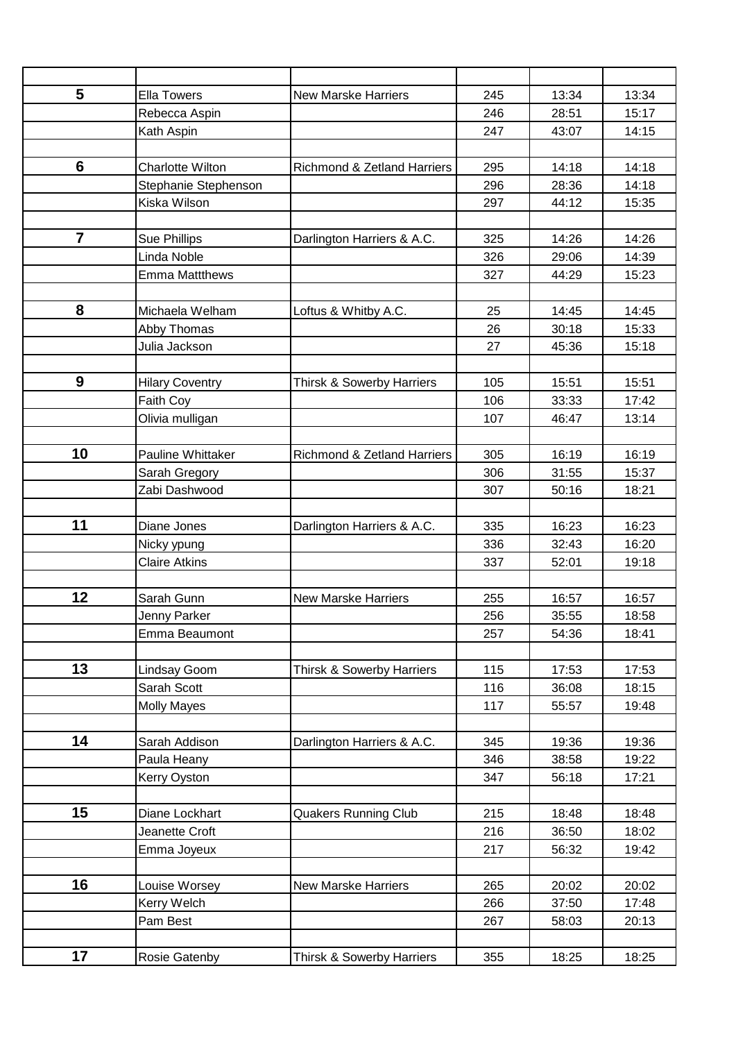| | | | | | |
|---|---|---|---|---|---|
| **5** | Ella Towers | New Marske Harriers | 245 | 13:34 | 13:34 |
| | Rebecca Aspin | | 246 | 28:51 | 15:17 |
| | Kath Aspin | | 247 | 43:07 | 14:15 |
| | | | | | |
| **6** | Charlotte Wilton | Richmond & Zetland Harriers | 295 | 14:18 | 14:18 |
| | Stephanie Stephenson | | 296 | 28:36 | 14:18 |
| | Kiska Wilson | | 297 | 44:12 | 15:35 |
| | | | | | |
| **7** | Sue Phillips | Darlington Harriers & A.C. | 325 | 14:26 | 14:26 |
| | Linda Noble | | 326 | 29:06 | 14:39 |
| | Emma Mattthews | | 327 | 44:29 | 15:23 |
| | | | | | |
| **8** | Michaela Welham | Loftus & Whitby A.C. | 25 | 14:45 | 14:45 |
| | Abby Thomas | | 26 | 30:18 | 15:33 |
| | Julia Jackson | | 27 | 45:36 | 15:18 |
| | | | | | |
| **9** | Hilary Coventry | Thirsk & Sowerby Harriers | 105 | 15:51 | 15:51 |
| | Faith Coy | | 106 | 33:33 | 17:42 |
| | Olivia mulligan | | 107 | 46:47 | 13:14 |
| | | | | | |
| **10** | Pauline Whittaker | Richmond & Zetland Harriers | 305 | 16:19 | 16:19 |
| | Sarah Gregory | | 306 | 31:55 | 15:37 |
| | Zabi Dashwood | | 307 | 50:16 | 18:21 |
| | | | | | |
| **11** | Diane Jones | Darlington Harriers & A.C. | 335 | 16:23 | 16:23 |
| | Nicky ypung | | 336 | 32:43 | 16:20 |
| | Claire Atkins | | 337 | 52:01 | 19:18 |
| | | | | | |
| **12** | Sarah Gunn | New Marske Harriers | 255 | 16:57 | 16:57 |
| | Jenny Parker | | 256 | 35:55 | 18:58 |
| | Emma Beaumont | | 257 | 54:36 | 18:41 |
| | | | | | |
| **13** | Lindsay Goom | Thirsk & Sowerby Harriers | 115 | 17:53 | 17:53 |
| | Sarah Scott | | 116 | 36:08 | 18:15 |
| | Molly Mayes | | 117 | 55:57 | 19:48 |
| | | | | | |
| **14** | Sarah Addison | Darlington Harriers & A.C. | 345 | 19:36 | 19:36 |
| | Paula Heany | | 346 | 38:58 | 19:22 |
| | Kerry Oyston | | 347 | 56:18 | 17:21 |
| | | | | | |
| **15** | Diane Lockhart | Quakers Running Club | 215 | 18:48 | 18:48 |
| | Jeanette Croft | | 216 | 36:50 | 18:02 |
| | Emma Joyeux | | 217 | 56:32 | 19:42 |
| | | | | | |
| **16** | Louise Worsey | New Marske Harriers | 265 | 20:02 | 20:02 |
| | Kerry Welch | | 266 | 37:50 | 17:48 |
| | Pam Best | | 267 | 58:03 | 20:13 |
| | | | | | |
| **17** | Rosie Gatenby | Thirsk & Sowerby Harriers | 355 | 18:25 | 18:25 |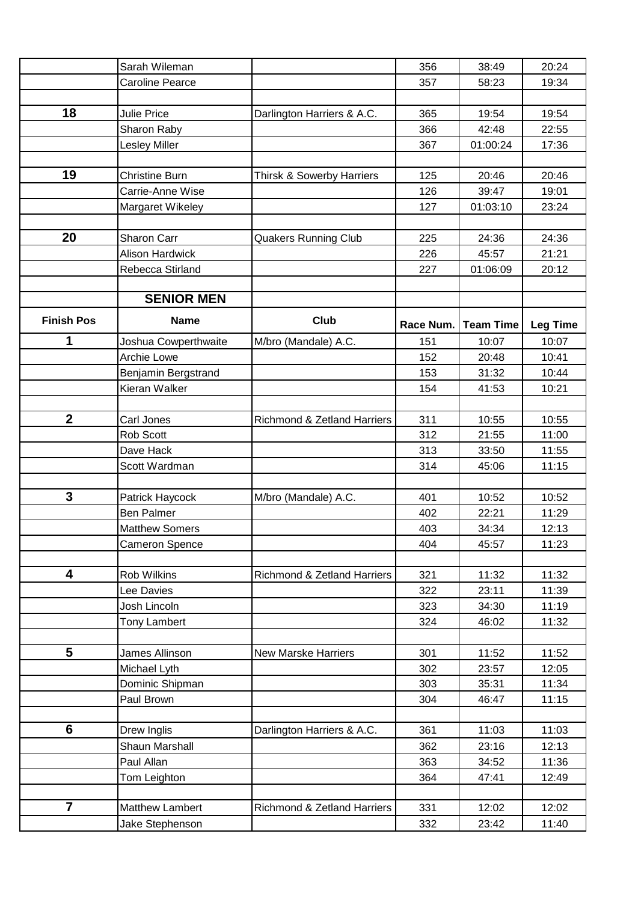| | | | | | |
|---|---|---|---|---|---|
| | Sarah Wileman | | 356 | 38:49 | 20:24 |
| | Caroline Pearce | | 357 | 58:23 | 19:34 |
| | | | | | |
| **18** | Julie Price | Darlington Harriers & A.C. | 365 | 19:54 | 19:54 |
| | Sharon Raby | | 366 | 42:48 | 22:55 |
| | Lesley Miller | | 367 | 01:00:24 | 17:36 |
| | | | | | |
| **19** | Christine Burn | Thirsk & Sowerby Harriers | 125 | 20:46 | 20:46 |
| | Carrie-Anne Wise | | 126 | 39:47 | 19:01 |
| | Margaret Wikeley | | 127 | 01:03:10 | 23:24 |
| | | | | | |
| **20** | Sharon Carr | Quakers Running Club | 225 | 24:36 | 24:36 |
| | Alison Hardwick | | 226 | 45:57 | 21:21 |
| | Rebecca Stirland | | 227 | 01:06:09 | 20:12 |
| | | | | | |
| | **SENIOR MEN** | | | | |
| **Finish Pos** | **Name** | **Club** | **Race Num.** | **Team Time** | **Leg Time** |
| **1** | Joshua Cowperthwaite | M/bro (Mandale) A.C. | 151 | 10:07 | 10:07 |
| | Archie Lowe | | 152 | 20:48 | 10:41 |
| | Benjamin Bergstrand | | 153 | 31:32 | 10:44 |
| | Kieran Walker | | 154 | 41:53 | 10:21 |
| | | | | | |
| **2** | Carl Jones | Richmond & Zetland Harriers | 311 | 10:55 | 10:55 |
| | Rob Scott | | 312 | 21:55 | 11:00 |
| | Dave Hack | | 313 | 33:50 | 11:55 |
| | Scott Wardman | | 314 | 45:06 | 11:15 |
| | | | | | |
| **3** | Patrick Haycock | M/bro (Mandale) A.C. | 401 | 10:52 | 10:52 |
| | Ben Palmer | | 402 | 22:21 | 11:29 |
| | Matthew Somers | | 403 | 34:34 | 12:13 |
| | Cameron Spence | | 404 | 45:57 | 11:23 |
| | | | | | |
| **4** | Rob Wilkins | Richmond & Zetland Harriers | 321 | 11:32 | 11:32 |
| | Lee Davies | | 322 | 23:11 | 11:39 |
| | Josh Lincoln | | 323 | 34:30 | 11:19 |
| | Tony Lambert | | 324 | 46:02 | 11:32 |
| | | | | | |
| **5** | James Allinson | New Marske Harriers | 301 | 11:52 | 11:52 |
| | Michael Lyth | | 302 | 23:57 | 12:05 |
| | Dominic Shipman | | 303 | 35:31 | 11:34 |
| | Paul Brown | | 304 | 46:47 | 11:15 |
| | | | | | |
| **6** | Drew Inglis | Darlington Harriers & A.C. | 361 | 11:03 | 11:03 |
| | Shaun Marshall | | 362 | 23:16 | 12:13 |
| | Paul Allan | | 363 | 34:52 | 11:36 |
| | Tom Leighton | | 364 | 47:41 | 12:49 |
| | | | | | |
| **7** | Matthew Lambert | Richmond & Zetland Harriers | 331 | 12:02 | 12:02 |
| | Jake Stephenson | | 332 | 23:42 | 11:40 |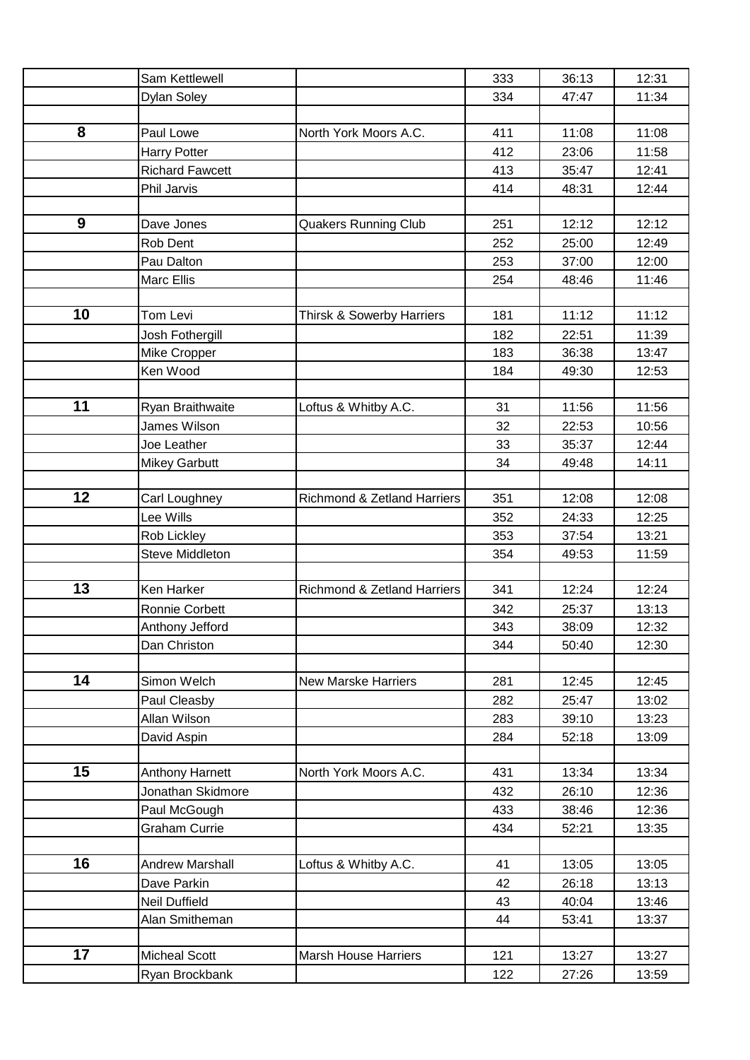| | | | | | |
|---|---|---|---|---|---|
| | Sam Kettlewell | | 333 | 36:13 | 12:31 |
| | Dylan Soley | | 334 | 47:47 | 11:34 |
| | | | | | |
| **8** | Paul Lowe | North York Moors A.C. | 411 | 11:08 | 11:08 |
| | Harry Potter | | 412 | 23:06 | 11:58 |
| | Richard Fawcett | | 413 | 35:47 | 12:41 |
| | Phil Jarvis | | 414 | 48:31 | 12:44 |
| | | | | | |
| **9** | Dave Jones | Quakers Running Club | 251 | 12:12 | 12:12 |
| | Rob Dent | | 252 | 25:00 | 12:49 |
| | Pau Dalton | | 253 | 37:00 | 12:00 |
| | Marc Ellis | | 254 | 48:46 | 11:46 |
| | | | | | |
| **10** | Tom Levi | Thirsk & Sowerby Harriers | 181 | 11:12 | 11:12 |
| | Josh Fothergill | | 182 | 22:51 | 11:39 |
| | Mike Cropper | | 183 | 36:38 | 13:47 |
| | Ken Wood | | 184 | 49:30 | 12:53 |
| | | | | | |
| **11** | Ryan Braithwaite | Loftus & Whitby A.C. | 31 | 11:56 | 11:56 |
| | James Wilson | | 32 | 22:53 | 10:56 |
| | Joe Leather | | 33 | 35:37 | 12:44 |
| | Mikey Garbutt | | 34 | 49:48 | 14:11 |
| | | | | | |
| **12** | Carl Loughney | Richmond & Zetland Harriers | 351 | 12:08 | 12:08 |
| | Lee Wills | | 352 | 24:33 | 12:25 |
| | Rob Lickley | | 353 | 37:54 | 13:21 |
| | Steve Middleton | | 354 | 49:53 | 11:59 |
| | | | | | |
| **13** | Ken Harker | Richmond & Zetland Harriers | 341 | 12:24 | 12:24 |
| | Ronnie Corbett | | 342 | 25:37 | 13:13 |
| | Anthony Jefford | | 343 | 38:09 | 12:32 |
| | Dan Christon | | 344 | 50:40 | 12:30 |
| | | | | | |
| **14** | Simon Welch | New Marske Harriers | 281 | 12:45 | 12:45 |
| | Paul Cleasby | | 282 | 25:47 | 13:02 |
| | Allan Wilson | | 283 | 39:10 | 13:23 |
| | David Aspin | | 284 | 52:18 | 13:09 |
| | | | | | |
| **15** | Anthony Harnett | North York Moors A.C. | 431 | 13:34 | 13:34 |
| | Jonathan Skidmore | | 432 | 26:10 | 12:36 |
| | Paul McGough | | 433 | 38:46 | 12:36 |
| | Graham Currie | | 434 | 52:21 | 13:35 |
| | | | | | |
| **16** | Andrew Marshall | Loftus & Whitby A.C. | 41 | 13:05 | 13:05 |
| | Dave Parkin | | 42 | 26:18 | 13:13 |
| | Neil Duffield | | 43 | 40:04 | 13:46 |
| | Alan Smitheman | | 44 | 53:41 | 13:37 |
| | | | | | |
| **17** | Micheal Scott | Marsh House Harriers | 121 | 13:27 | 13:27 |
| | Ryan Brockbank | | 122 | 27:26 | 13:59 |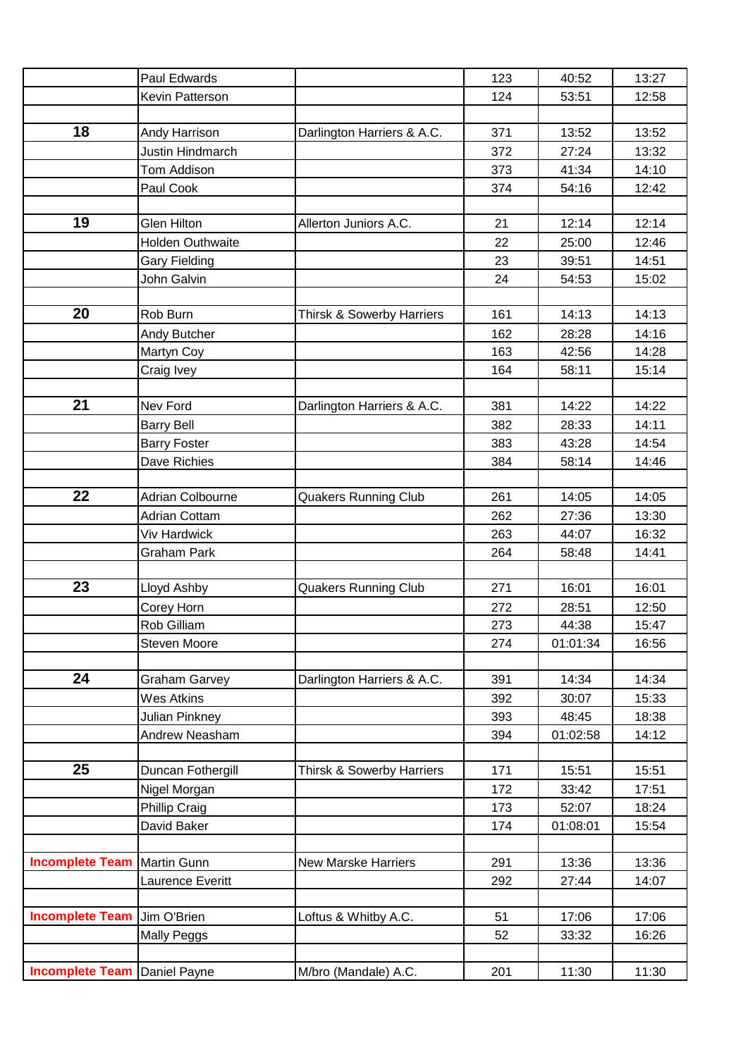| | | | | | |
|---|---|---|---|---|---|
| | Paul Edwards | | 123 | 40:52 | 13:27 |
| | Kevin Patterson | | 124 | 53:51 | 12:58 |
| | | | | | |
| **18** | Andy Harrison | Darlington Harriers & A.C. | 371 | 13:52 | 13:52 |
| | Justin Hindmarch | | 372 | 27:24 | 13:32 |
| | Tom Addison | | 373 | 41:34 | 14:10 |
| | Paul Cook | | 374 | 54:16 | 12:42 |
| | | | | | |
| **19** | Glen Hilton | Allerton Juniors A.C. | 21 | 12:14 | 12:14 |
| | Holden Outhwaite | | 22 | 25:00 | 12:46 |
| | Gary Fielding | | 23 | 39:51 | 14:51 |
| | John Galvin | | 24 | 54:53 | 15:02 |
| | | | | | |
| **20** | Rob Burn | Thirsk & Sowerby Harriers | 161 | 14:13 | 14:13 |
| | Andy Butcher | | 162 | 28:28 | 14:16 |
| | Martyn Coy | | 163 | 42:56 | 14:28 |
| | Craig Ivey | | 164 | 58:11 | 15:14 |
| | | | | | |
| **21** | Nev Ford | Darlington Harriers & A.C. | 381 | 14:22 | 14:22 |
| | Barry Bell | | 382 | 28:33 | 14:11 |
| | Barry Foster | | 383 | 43:28 | 14:54 |
| | Dave Richies | | 384 | 58:14 | 14:46 |
| | | | | | |
| **22** | Adrian Colbourne | Quakers Running Club | 261 | 14:05 | 14:05 |
| | Adrian Cottam | | 262 | 27:36 | 13:30 |
| | Viv Hardwick | | 263 | 44:07 | 16:32 |
| | Graham Park | | 264 | 58:48 | 14:41 |
| | | | | | |
| **23** | Lloyd Ashby | Quakers Running Club | 271 | 16:01 | 16:01 |
| | Corey Horn | | 272 | 28:51 | 12:50 |
| | Rob Gilliam | | 273 | 44:38 | 15:47 |
| | Steven Moore | | 274 | 01:01:34 | 16:56 |
| | | | | | |
| **24** | Graham Garvey | Darlington Harriers & A.C. | 391 | 14:34 | 14:34 |
| | Wes Atkins | | 392 | 30:07 | 15:33 |
| | Julian Pinkney | | 393 | 48:45 | 18:38 |
| | Andrew Neasham | | 394 | 01:02:58 | 14:12 |
| | | | | | |
| **25** | Duncan Fothergill | Thirsk & Sowerby Harriers | 171 | 15:51 | 15:51 |
| | Nigel Morgan | | 172 | 33:42 | 17:51 |
| | Phillip Craig | | 173 | 52:07 | 18:24 |
| | David Baker | | 174 | 01:08:01 | 15:54 |
| | | | | | |
| **Incomplete Team** | Martin Gunn | New Marske Harriers | 291 | 13:36 | 13:36 |
| | Laurence Everitt | | 292 | 27:44 | 14:07 |
| | | | | | |
| **Incomplete Team** | Jim O'Brien | Loftus & Whitby A.C. | 51 | 17:06 | 17:06 |
| | Mally Peggs | | 52 | 33:32 | 16:26 |
| | | | | | |
| **Incomplete Team** | Daniel Payne | M/bro (Mandale) A.C. | 201 | 11:30 | 11:30 |